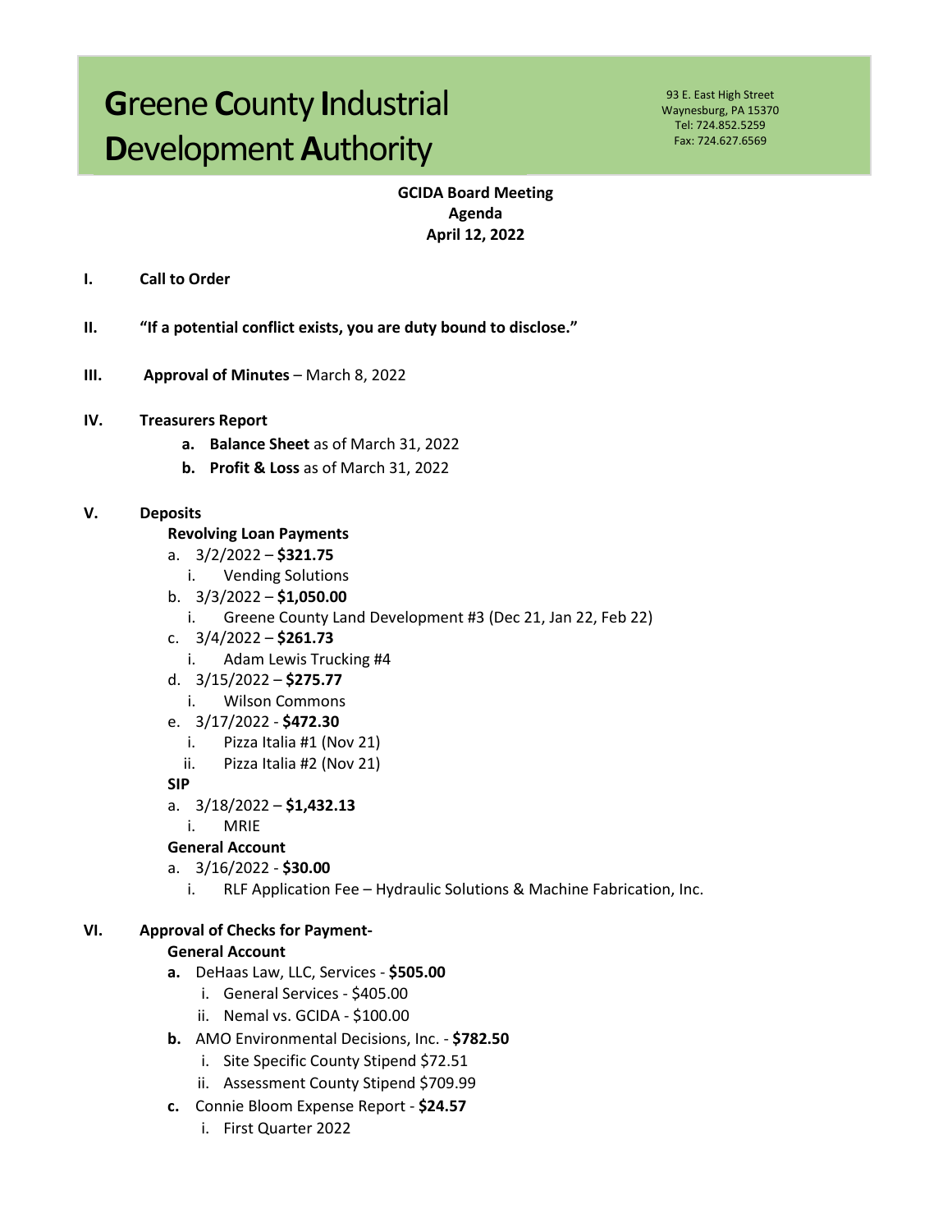# Greene County Industrial Development Authority

93 E. East High Street
Waynesburg, PA 15370
Tel: 724.852.5259
Fax: 724.627.6569

**GCIDA Board Meeting**
**Agenda**
**April 12, 2022**

**I. Call to Order**

**II. "If a potential conflict exists, you are duty bound to disclose."**

**III. Approval of Minutes** – March 8, 2022

**IV. Treasurers Report**

- **a. Balance Sheet** as of March 31, 2022
- **b. Profit & Loss** as of March 31, 2022

**V. Deposits**

**Revolving Loan Payments**

- a. 3/2/2022 – **$321.75**
  - i. Vending Solutions
- b. 3/3/2022 – **$1,050.00**
  - i. Greene County Land Development #3 (Dec 21, Jan 22, Feb 22)
- c. 3/4/2022 – **$261.73**
  - i. Adam Lewis Trucking #4
- d. 3/15/2022 – **$275.77**
  - i. Wilson Commons
- e. 3/17/2022 - **$472.30**
  - i. Pizza Italia #1 (Nov 21)
  - ii. Pizza Italia #2 (Nov 21)

**SIP**

- a. 3/18/2022 – **$1,432.13**
  - i. MRIE

**General Account**

- a. 3/16/2022 - **$30.00**
  - i. RLF Application Fee – Hydraulic Solutions & Machine Fabrication, Inc.

**VI. Approval of Checks for Payment-**

**General Account**

- **a.** DeHaas Law, LLC, Services - **$505.00**
  - i. General Services - $405.00
  - ii. Nemal vs. GCIDA - $100.00
- **b.** AMO Environmental Decisions, Inc. - **$782.50**
  - i. Site Specific County Stipend $72.51
  - ii. Assessment County Stipend $709.99
- **c.** Connie Bloom Expense Report - **$24.57**
  - i. First Quarter 2022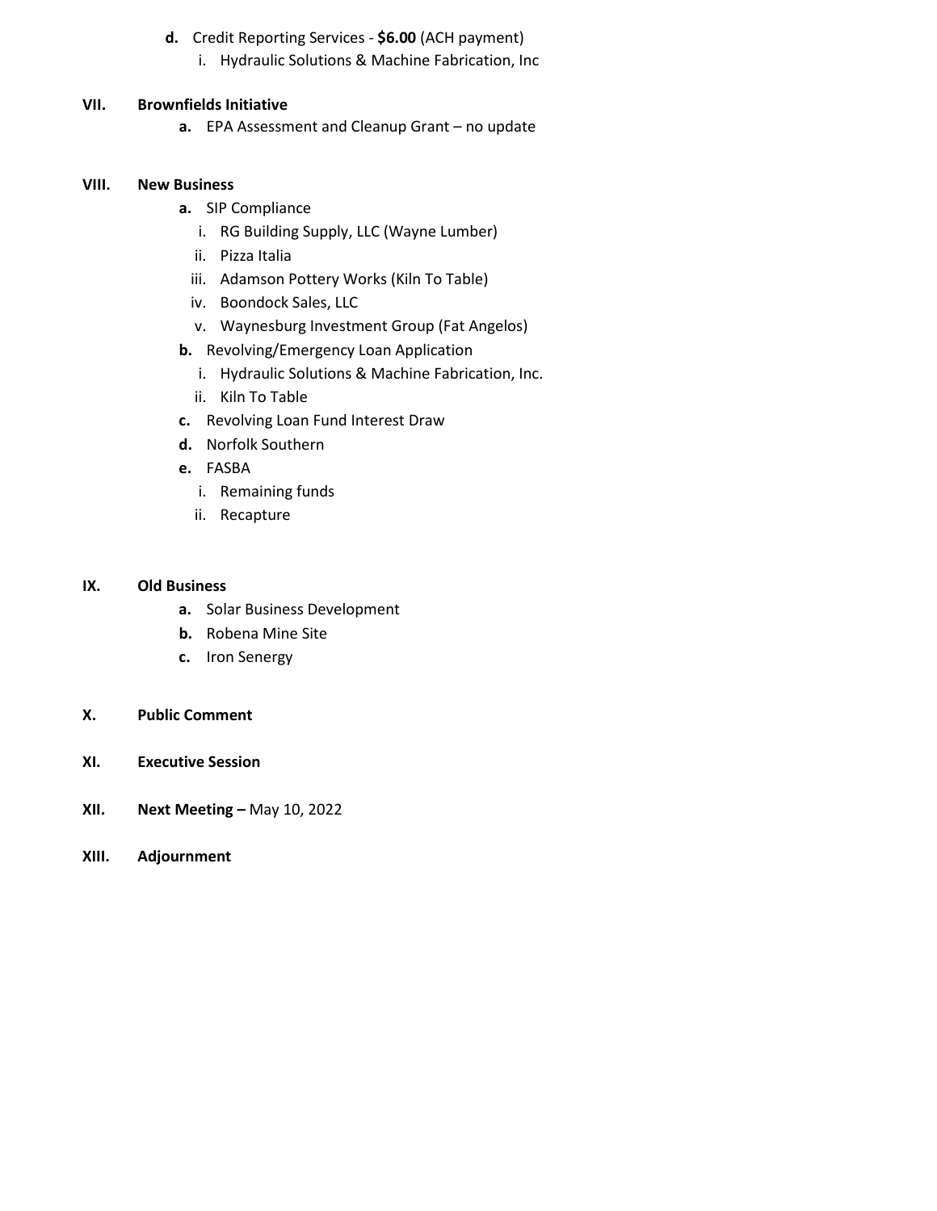- **d.** Credit Reporting Services - **$6.00** (ACH payment)
     - i. Hydraulic Solutions & Machine Fabrication, Inc

**VII. Brownfields Initiative**

- **a.** EPA Assessment and Cleanup Grant – no update

**VIII. New Business**

- **a.** SIP Compliance
  - i. RG Building Supply, LLC (Wayne Lumber)
  - ii. Pizza Italia
  - iii. Adamson Pottery Works (Kiln To Table)
  - iv. Boondock Sales, LLC
  - v. Waynesburg Investment Group (Fat Angelos)
- **b.** Revolving/Emergency Loan Application
  - i. Hydraulic Solutions & Machine Fabrication, Inc.
  - ii. Kiln To Table
- **c.** Revolving Loan Fund Interest Draw
- **d.** Norfolk Southern
- **e.** FASBA
  - i. Remaining funds
  - ii. Recapture

**IX. Old Business**

- **a.** Solar Business Development
- **b.** Robena Mine Site
- **c.** Iron Senergy

**X. Public Comment**

**XI. Executive Session**

**XII. Next Meeting –** May 10, 2022

**XIII. Adjournment**